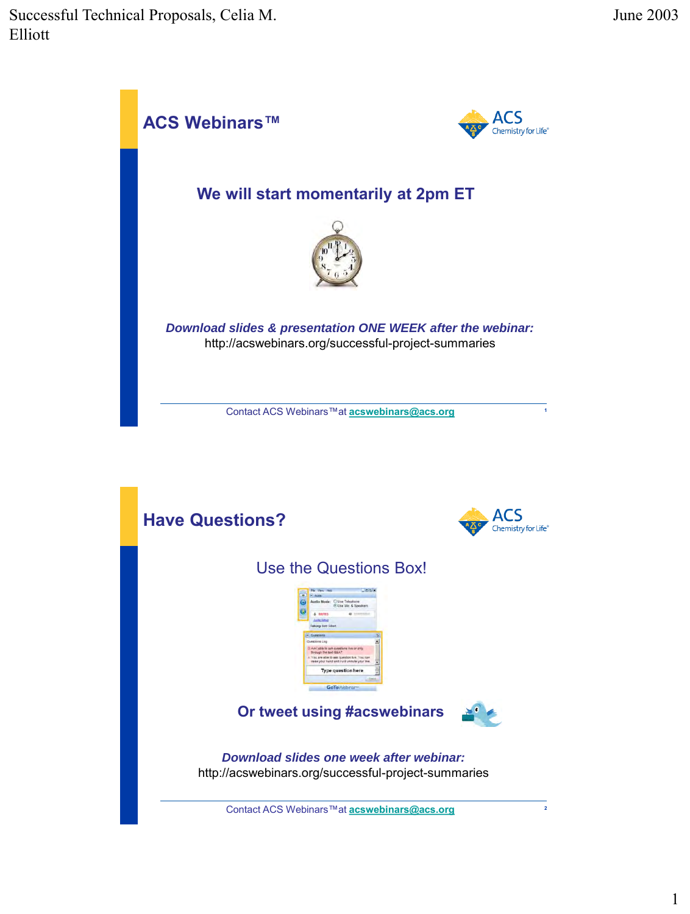## ACS Webinars™

### We will start momentarily at 2pm ET

***Download slides & presentation ONE WEEK after the webinar:***
http://acswebinars.org/successful-project-summaries

Contact ACS Webinars™ at **acswebinars@acs.org**

## Have Questions?

Use the Questions Box!

**Or tweet using #acswebinars**

***Download slides one week after webinar:***
http://acswebinars.org/successful-project-summaries

Contact ACS Webinars™ at **acswebinars@acs.org**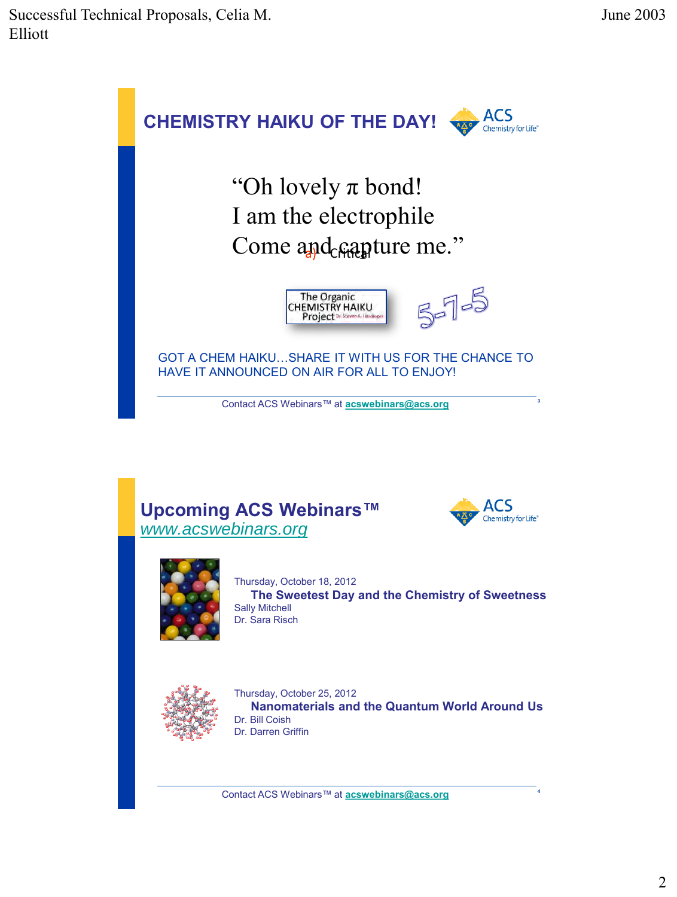## CHEMISTRY HAIKU OF THE DAY!

ACS Chemistry for Life

"Oh lovely π bond!
I am the electrophile
Come and capture me."

a) Critical

The Organic CHEMISTRY HAIKU Project Dr. Steven A. Hardinger

5-7-5

GOT A CHEM HAIKU…SHARE IT WITH US FOR THE CHANCE TO HAVE IT ANNOUNCED ON AIR FOR ALL TO ENJOY!

Contact ACS Webinars™ at acswebinars@acs.org

## Upcoming ACS Webinars™

*www.acswebinars.org*

ACS Chemistry for Life

Thursday, October 18, 2012
**The Sweetest Day and the Chemistry of Sweetness**
Sally Mitchell
Dr. Sara Risch

Thursday, October 25, 2012
**Nanomaterials and the Quantum World Around Us**
Dr. Bill Coish
Dr. Darren Griffin

Contact ACS Webinars™ at acswebinars@acs.org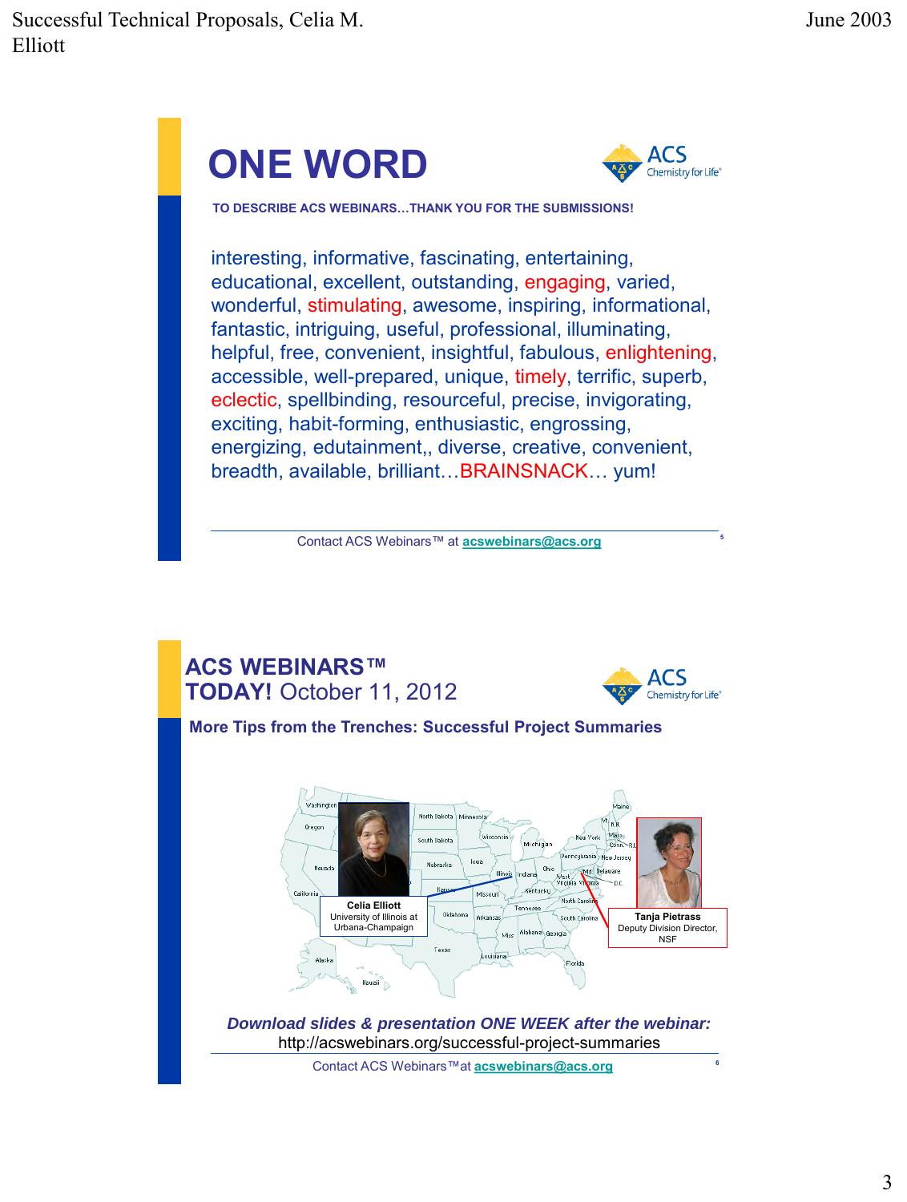# ONE WORD

**TO DESCRIBE ACS WEBINARS…THANK YOU FOR THE SUBMISSIONS!**

interesting, informative, fascinating, entertaining, educational, excellent, outstanding, engaging, varied, wonderful, stimulating, awesome, inspiring, informational, fantastic, intriguing, useful, professional, illuminating, helpful, free, convenient, insightful, fabulous, enlightening, accessible, well-prepared, unique, timely, terrific, superb, eclectic, spellbinding, resourceful, precise, invigorating, exciting, habit-forming, enthusiastic, engrossing, energizing, edutainment,, diverse, creative, convenient, breadth, available, brilliant…BRAINSNACK… yum!

Contact ACS Webinars™ at **acswebinars@acs.org**

# ACS WEBINARS™ TODAY! October 11, 2012

**More Tips from the Trenches: Successful Project Summaries**

**Celia Elliott**
University of Illinois at Urbana-Champaign

**Tanja Pietrass**
Deputy Division Director, NSF

***Download slides & presentation ONE WEEK after the webinar:***
http://acswebinars.org/successful-project-summaries

Contact ACS Webinars™ at **acswebinars@acs.org**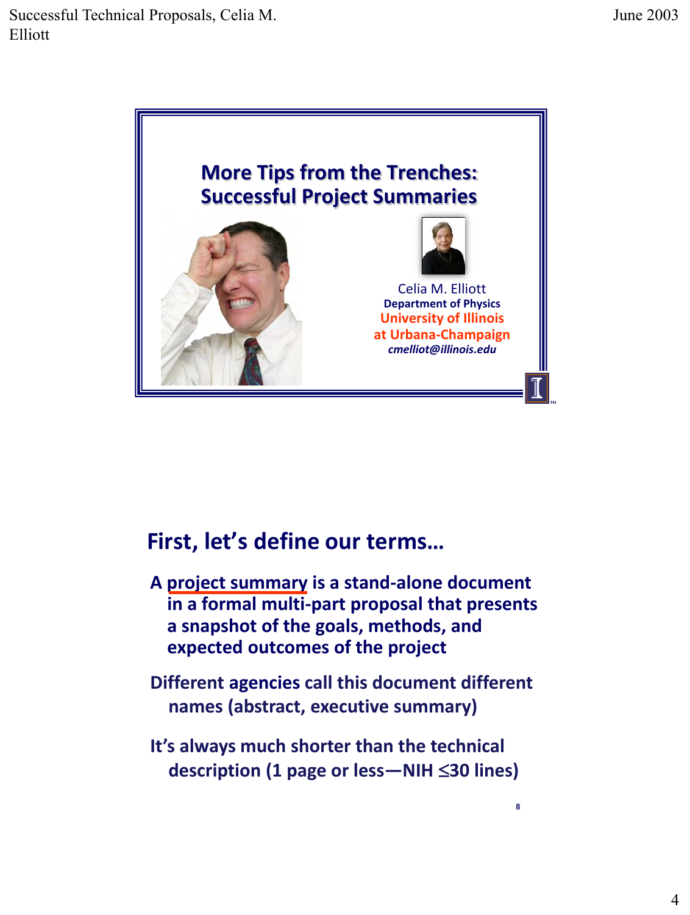## More Tips from the Trenches: Successful Project Summaries

Celia M. Elliott
Department of Physics
University of Illinois at Urbana-Champaign
*cmelliot@illinois.edu*

## First, let's define our terms…

A project summary is a stand-alone document in a formal multi-part proposal that presents a snapshot of the goals, methods, and expected outcomes of the project

Different agencies call this document different names (abstract, executive summary)

It's always much shorter than the technical description (1 page or less—NIH ≤30 lines)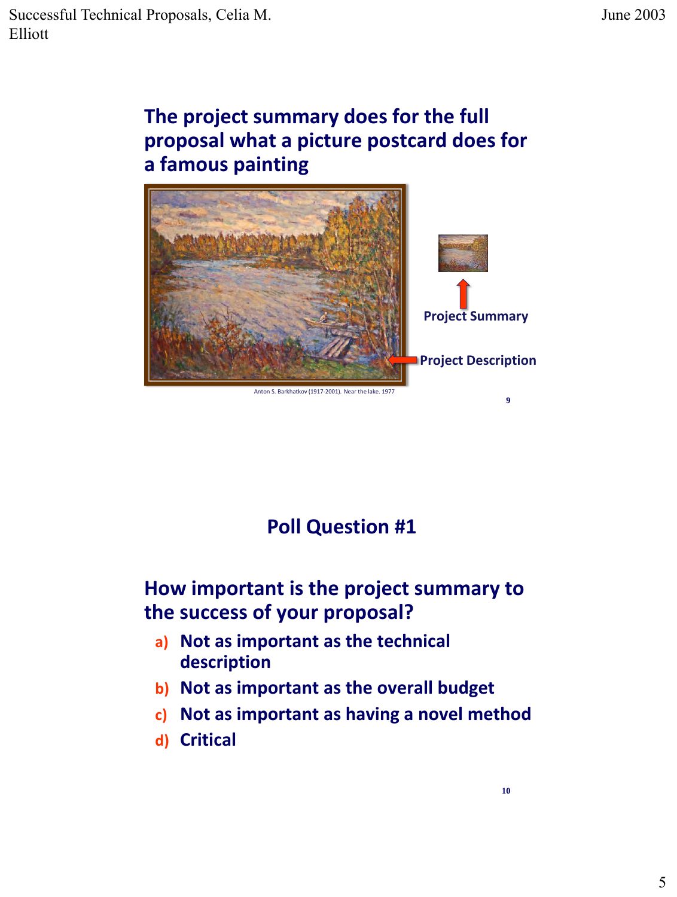## The project summary does for the full proposal what a picture postcard does for a famous painting

Project Summary

Project Description

Anton S. Barkhatkov (1917-2001). Near the lake. 1977

9

## Poll Question #1

### How important is the project summary to the success of your proposal?

a) Not as important as the technical description

b) Not as important as the overall budget

c) Not as important as having a novel method

d) Critical

10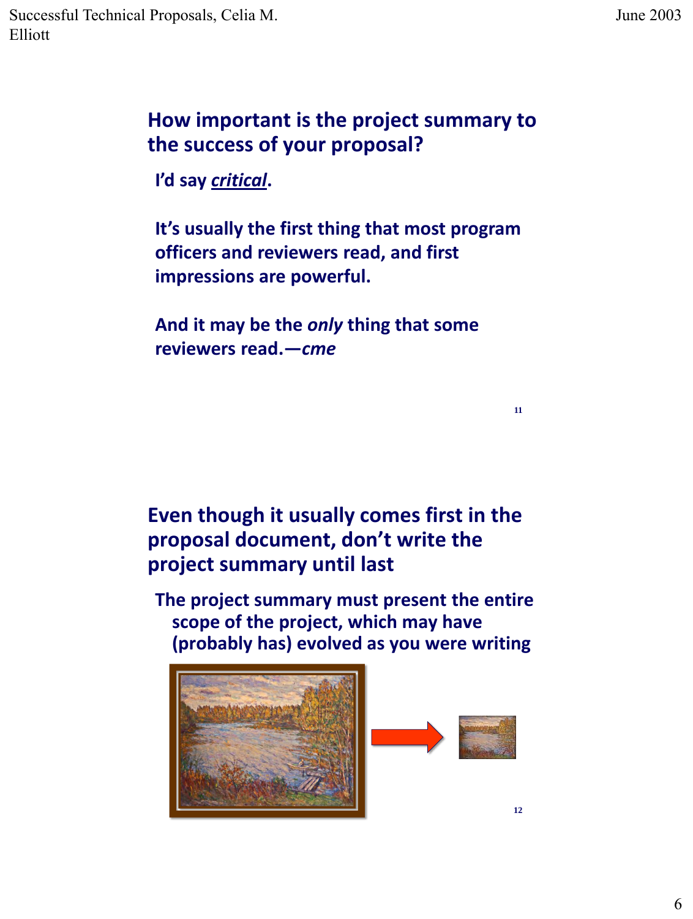## How important is the project summary to the success of your proposal?

**I'd say *critical*.**

**It's usually the first thing that most program officers and reviewers read, and first impressions are powerful.**

**And it may be the *only* thing that some reviewers read.—*cme***

## Even though it usually comes first in the proposal document, don't write the project summary until last

**The project summary must present the entire scope of the project, which may have (probably has) evolved as you were writing**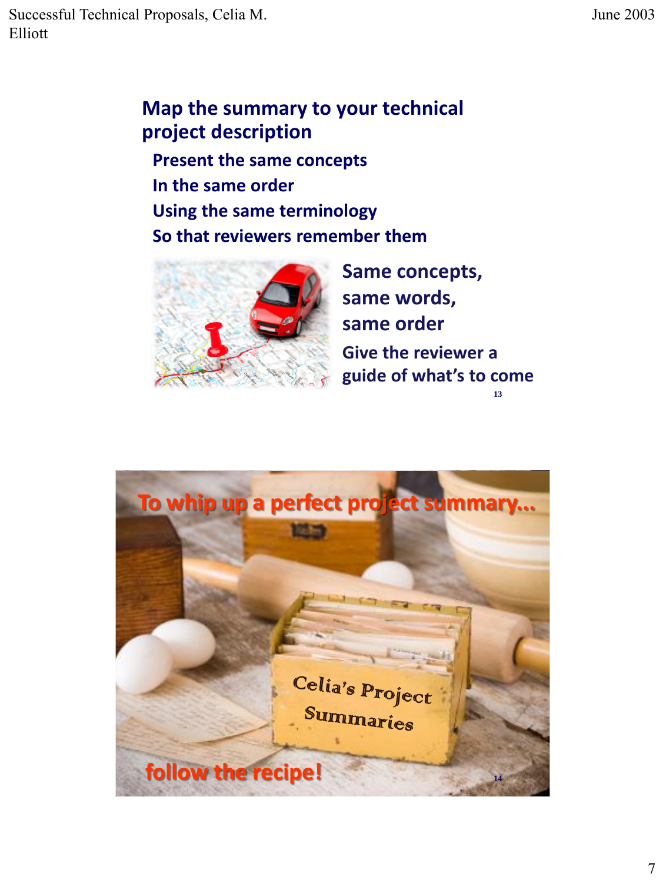## Map the summary to your technical project description

- Present the same concepts
- In the same order
- Using the same terminology
- So that reviewers remember them

**Same concepts, same words, same order**

**Give the reviewer a guide of what's to come**

---

**To whip up a perfect project summary...**

Celia's Project Summaries

**follow the recipe!**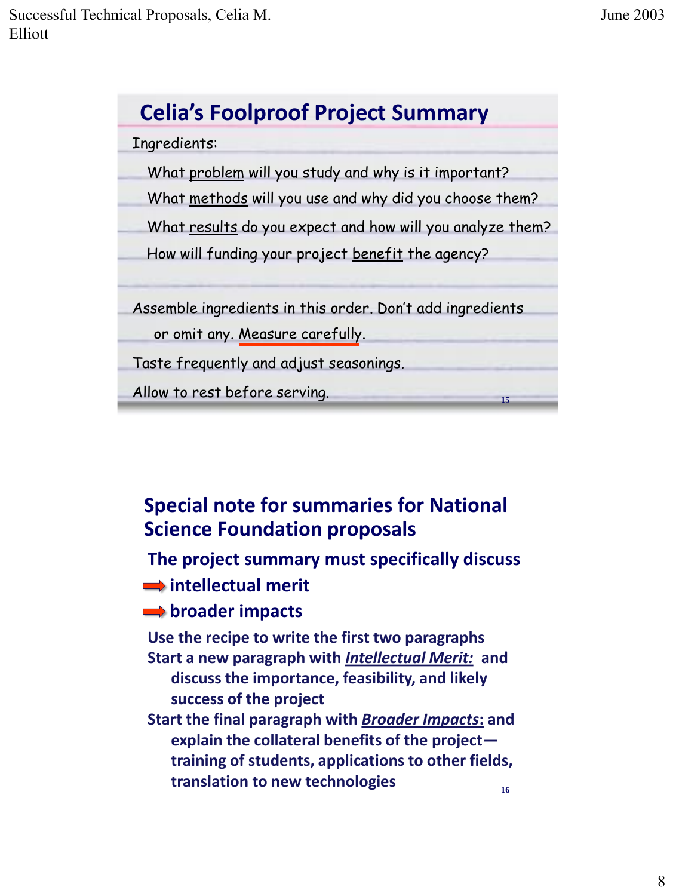## Celia's Foolproof Project Summary

Ingredients:

- What problem will you study and why is it important?
- What methods will you use and why did you choose them?
- What results do you expect and how will you analyze them?
- How will funding your project benefit the agency?

Assemble ingredients in this order. Don't add ingredients or omit any. Measure carefully.

Taste frequently and adjust seasonings.

Allow to rest before serving.

## Special note for summaries for National Science Foundation proposals

**The project summary must specifically discuss**

- **intellectual merit**
- **broader impacts**

**Use the recipe to write the first two paragraphs**

**Start a new paragraph with *Intellectual Merit:* and discuss the importance, feasibility, and likely success of the project**

**Start the final paragraph with *Broader Impacts*: and explain the collateral benefits of the project—training of students, applications to other fields, translation to new technologies**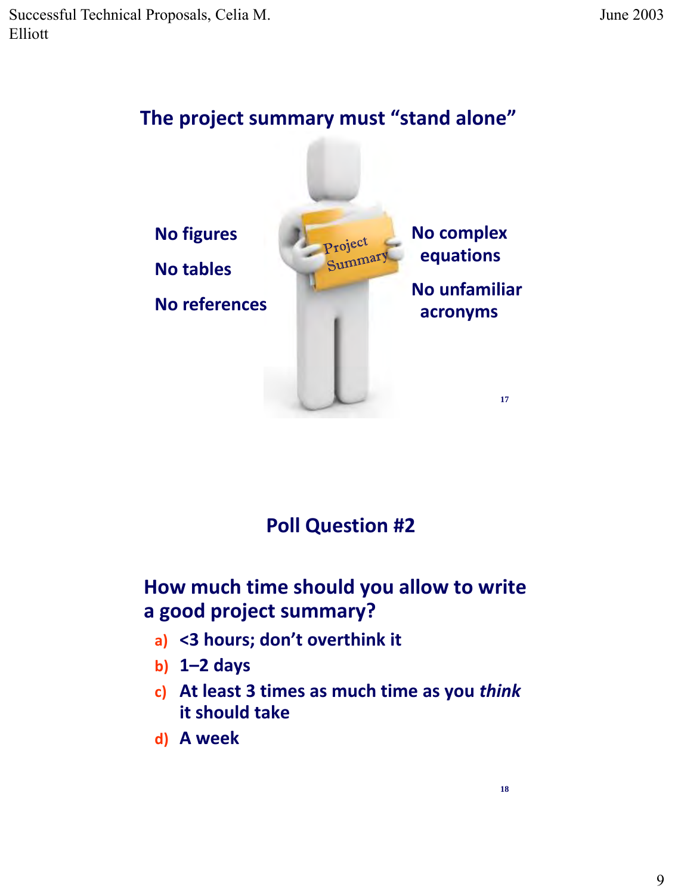## The project summary must "stand alone"

- No figures
- No tables
- No references
- No complex equations
- No unfamiliar acronyms

## Poll Question #2

**How much time should you allow to write a good project summary?**

a) <3 hours; don't overthink it
b) 1–2 days
c) At least 3 times as much time as you *think* it should take
d) A week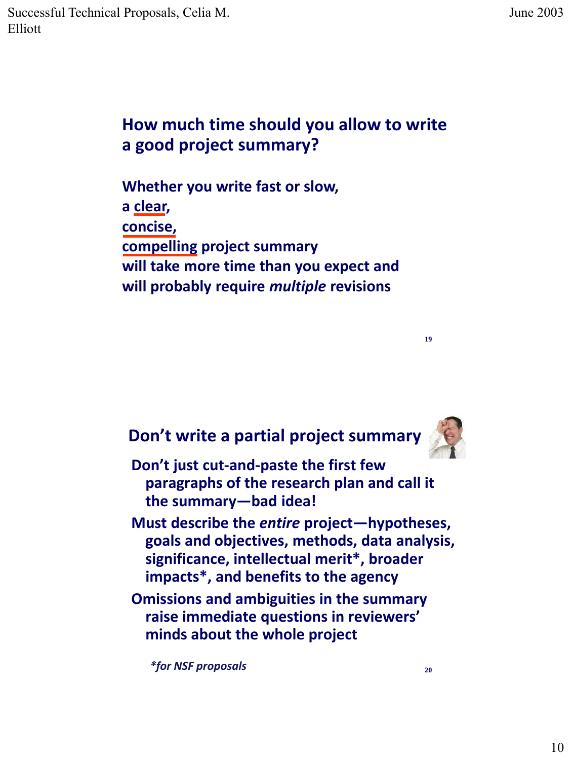## How much time should you allow to write a good project summary?

**Whether you write fast or slow,**
**a clear,**
**concise,**
**compelling project summary**
**will take more time than you expect and**
**will probably require *multiple* revisions**

## Don't write a partial project summary

- **Don't just cut-and-paste the first few paragraphs of the research plan and call it the summary—bad idea!**
- **Must describe the *entire* project—hypotheses, goals and objectives, methods, data analysis, significance, intellectual merit*, broader impacts*, and benefits to the agency**
- **Omissions and ambiguities in the summary raise immediate questions in reviewers' minds about the whole project**

***for NSF proposals***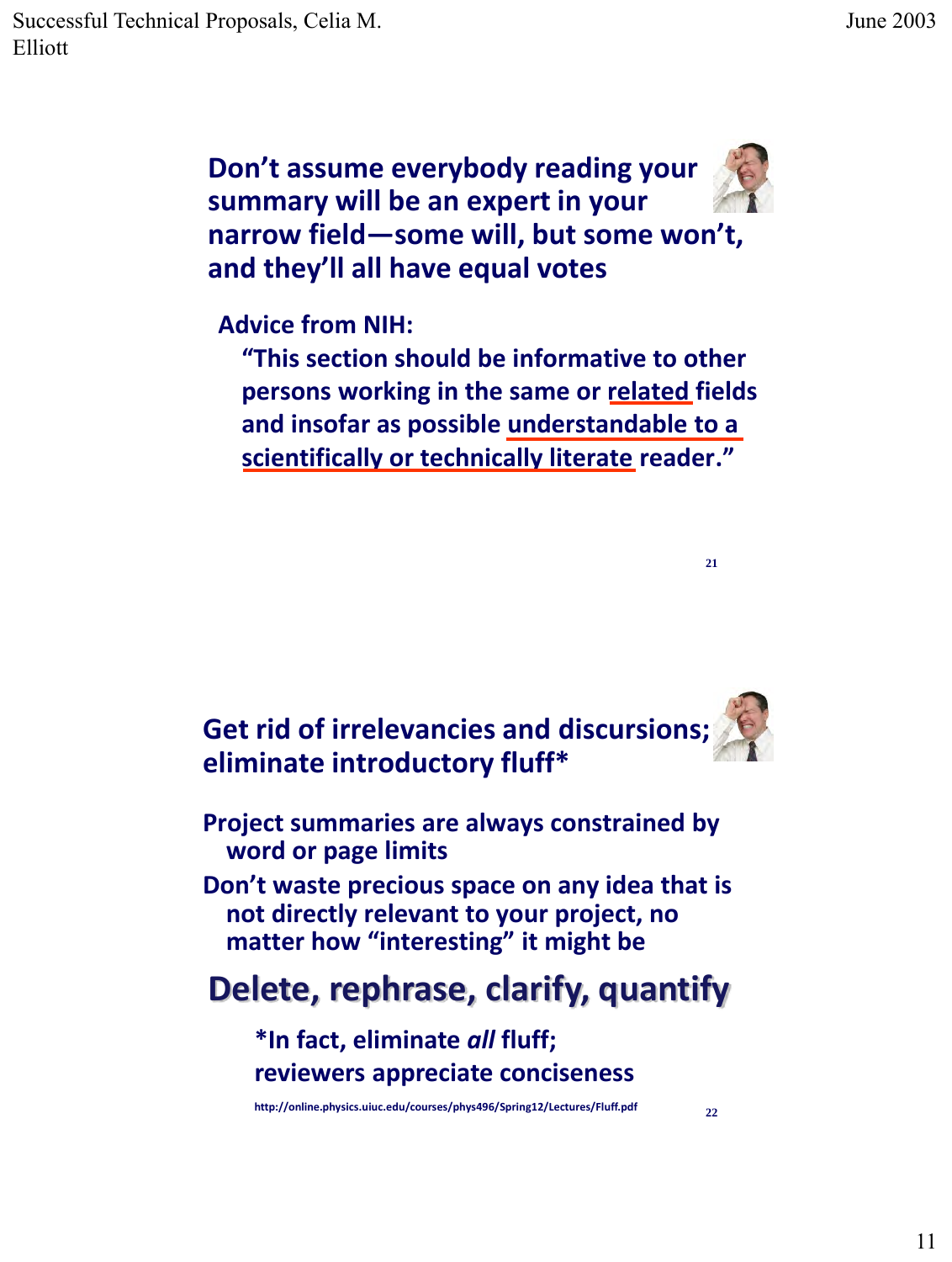## Don't assume everybody reading your summary will be an expert in your narrow field—some will, but some won't, and they'll all have equal votes

**Advice from NIH:**

> **"This section should be informative to other persons working in the same or related fields and insofar as possible understandable to a scientifically or technically literate reader."**

## Get rid of irrelevancies and discursions; eliminate introductory fluff*

**Project summaries are always constrained by word or page limits**

**Don't waste precious space on any idea that is not directly relevant to your project, no matter how "interesting" it might be**

## Delete, rephrase, clarify, quantify

**\*In fact, eliminate *all* fluff; reviewers appreciate conciseness**

http://online.physics.uiuc.edu/courses/phys496/Spring12/Lectures/Fluff.pdf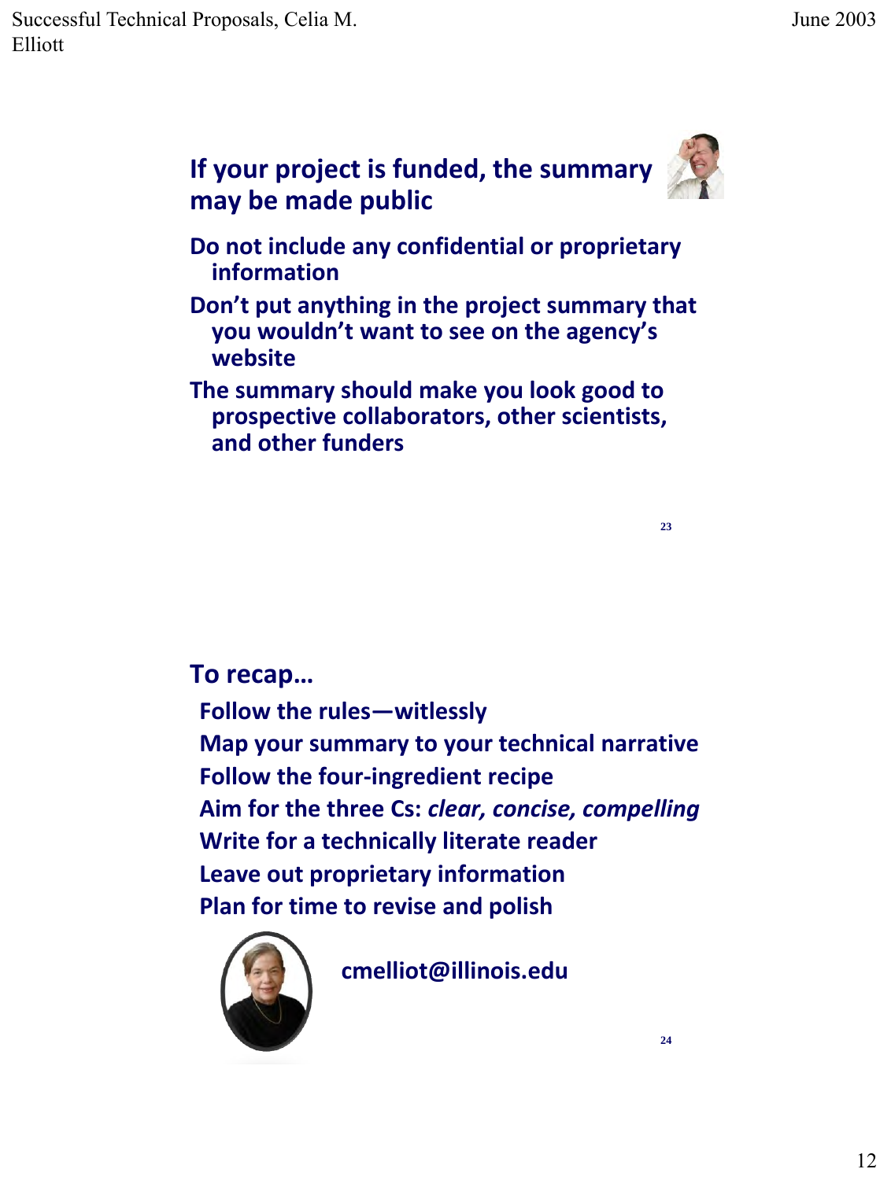## If your project is funded, the summary may be made public

- Do not include any confidential or proprietary information
- Don't put anything in the project summary that you wouldn't want to see on the agency's website
- The summary should make you look good to prospective collaborators, other scientists, and other funders

## To recap…

- Follow the rules—witlessly
- Map your summary to your technical narrative
- Follow the four-ingredient recipe
- Aim for the three Cs: *clear, concise, compelling*
- Write for a technically literate reader
- Leave out proprietary information
- Plan for time to revise and polish

cmelliot@illinois.edu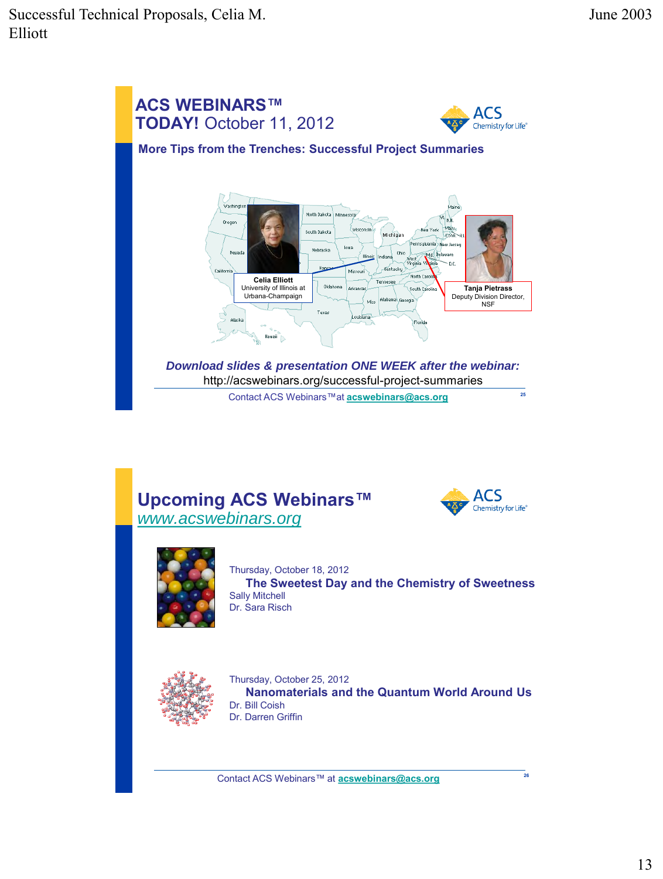## ACS WEBINARS™
## TODAY! October 11, 2012

**More Tips from the Trenches: Successful Project Summaries**

**Celia Elliott**
University of Illinois at Urbana-Champaign

**Tanja Pietrass**
Deputy Division Director, NSF

***Download slides & presentation ONE WEEK after the webinar:***
http://acswebinars.org/successful-project-summaries

Contact ACS Webinars™at **acswebinars@acs.org**

## Upcoming ACS Webinars™
*www.acswebinars.org*

Thursday, October 18, 2012
**The Sweetest Day and the Chemistry of Sweetness**
Sally Mitchell
Dr. Sara Risch

Thursday, October 25, 2012
**Nanomaterials and the Quantum World Around Us**
Dr. Bill Coish
Dr. Darren Griffin

Contact ACS Webinars™ at **acswebinars@acs.org**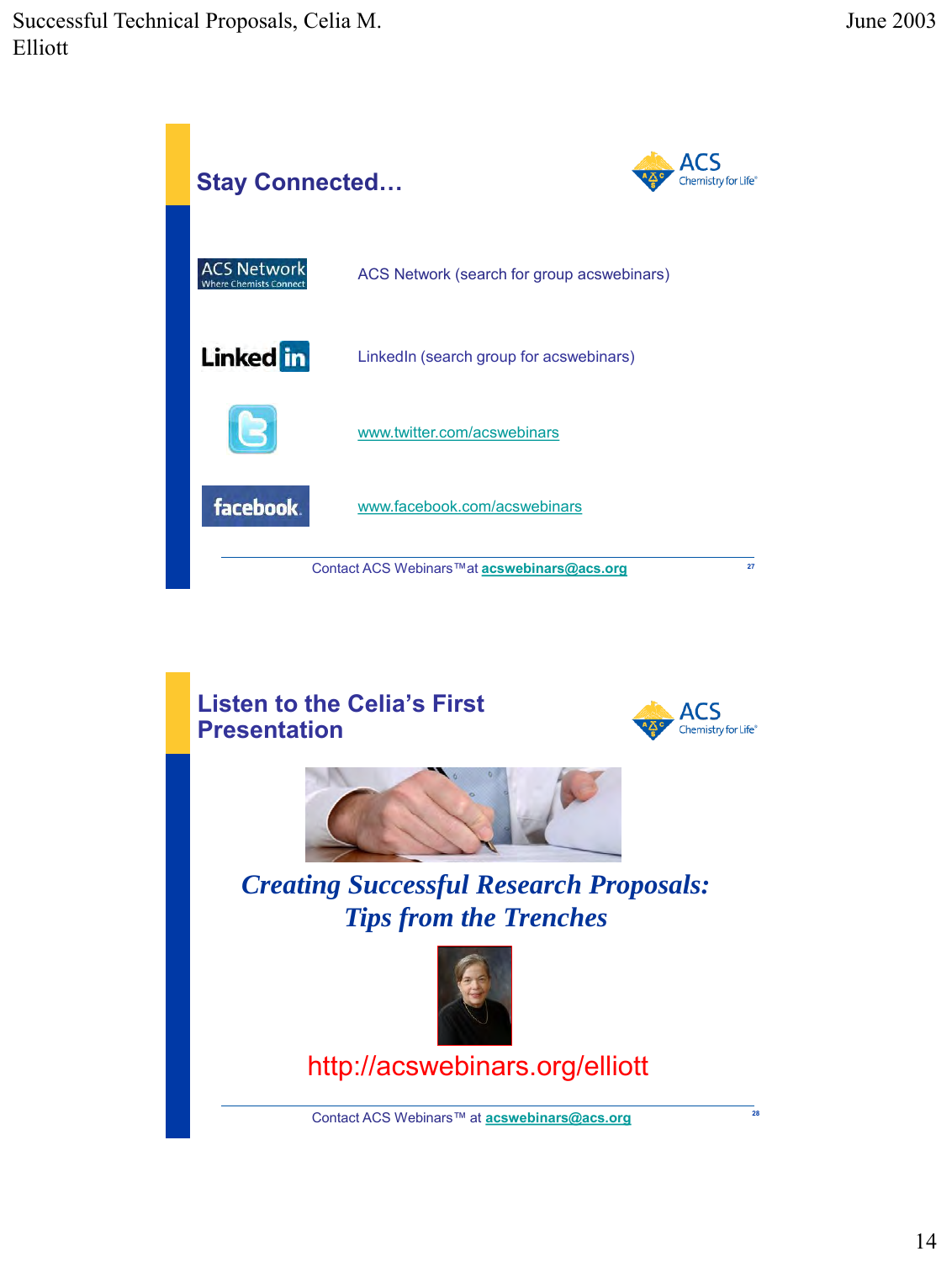## Stay Connected…

ACS Network (search for group acswebinars)

LinkedIn (search group for acswebinars)

www.twitter.com/acswebinars

www.facebook.com/acswebinars

Contact ACS Webinars™ at **acswebinars@acs.org**

## Listen to the Celia's First Presentation

***Creating Successful Research Proposals: Tips from the Trenches***

http://acswebinars.org/elliott

Contact ACS Webinars™ at **acswebinars@acs.org**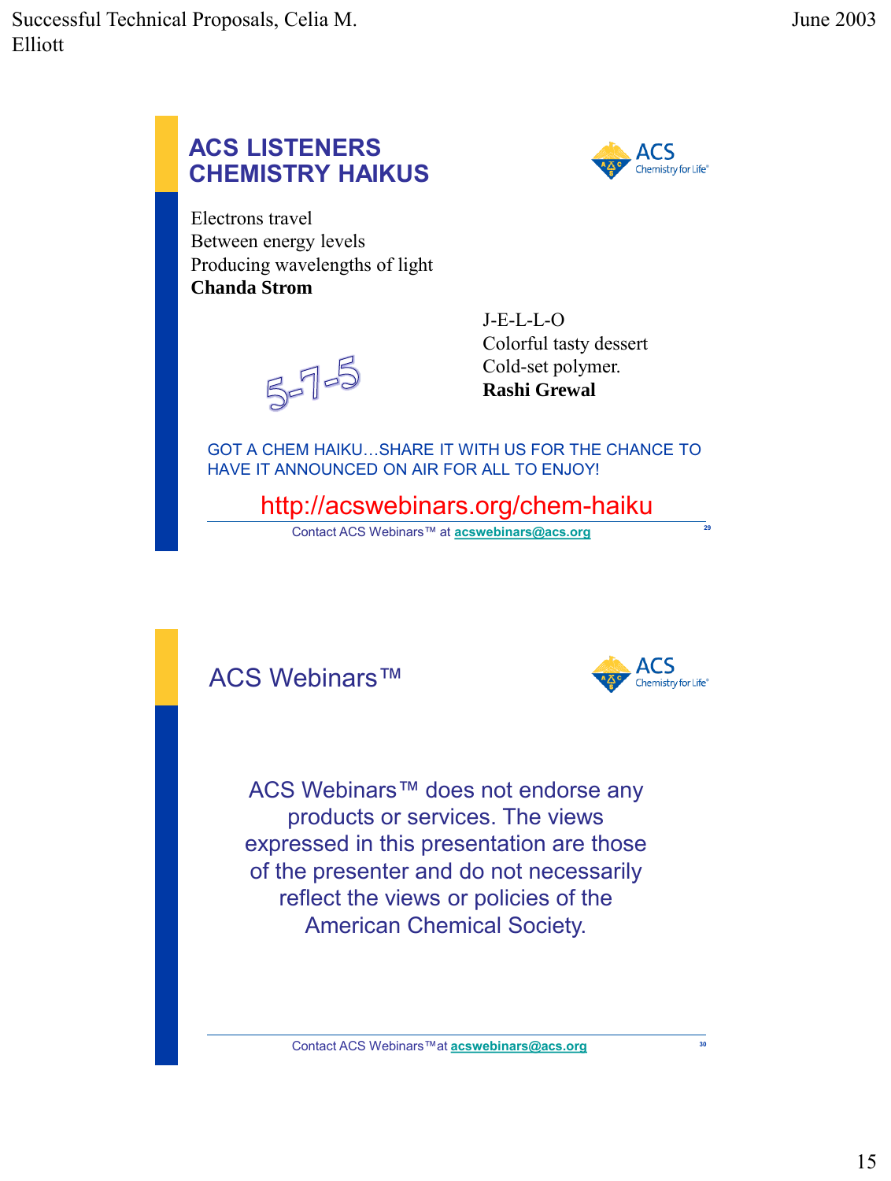## ACS LISTENERS CHEMISTRY HAIKUS

Electrons travel
Between energy levels
Producing wavelengths of light
**Chanda Strom**

5-7-5

J-E-L-L-O
Colorful tasty dessert
Cold-set polymer.
**Rashi Grewal**

GOT A CHEM HAIKU…SHARE IT WITH US FOR THE CHANCE TO HAVE IT ANNOUNCED ON AIR FOR ALL TO ENJOY!

http://acswebinars.org/chem-haiku

Contact ACS Webinars™ at acswebinars@acs.org

29

## ACS Webinars™

ACS Webinars™ does not endorse any products or services. The views expressed in this presentation are those of the presenter and do not necessarily reflect the views or policies of the American Chemical Society.

Contact ACS Webinars™ at acswebinars@acs.org

30